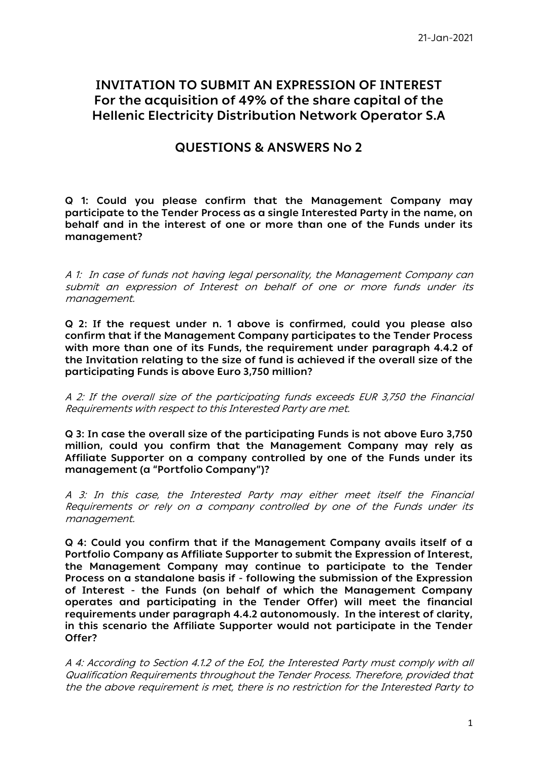21-Jan-2021

# INVITATION TO SUBMIT AN EXPRESSION OF INTEREST For the acquisition of 49% of the share capital of the Hellenic Electricity Distribution Network Operator S.A

## QUESTIONS & ANSWERS No 2

**Q 1: Could you please confirm that the Management Company may participate to the Tender Process as a single Interested Party in the name, on behalf and in the interest of one or more than one of the Funds under its management?**

*A 1: In case of funds not having legal personality, the Management Company can submit an expression of Interest on behalf of one or more funds under its management.*

**Q 2: If the request under n. 1 above is confirmed, could you please also confirm that if the Management Company participates to the Tender Process with more than one of its Funds, the requirement under paragraph 4.4.2 of the Invitation relating to the size of fund is achieved if the overall size of the participating Funds is above Euro 3,750 million?**

*A 2: If the overall size of the participating funds exceeds EUR 3,750 the Financial Requirements with respect to this Interested Party are met.*

**Q 3: In case the overall size of the participating Funds is not above Euro 3,750 million, could you confirm that the Management Company may rely as Affiliate Supporter on a company controlled by one of the Funds under its management (a "Portfolio Company")?**

*A 3: In this case, the Interested Party may either meet itself the Financial Requirements or rely on a company controlled by one of the Funds under its management.*

**Q 4: Could you confirm that if the Management Company avails itself of a Portfolio Company as Affiliate Supporter to submit the Expression of Interest, the Management Company may continue to participate to the Tender Process on a standalone basis if - following the submission of the Expression of Interest - the Funds (on behalf of which the Management Company operates and participating in the Tender Offer) will meet the financial requirements under paragraph 4.4.2 autonomously. In the interest of clarity, in this scenario the Affiliate Supporter would not participate in the Tender Offer?**

*A 4: According to Section 4.1.2 of the EoI, the Interested Party must comply with all Qualification Requirements throughout the Tender Process. Therefore, provided that the the above requirement is met, there is no restriction for the Interested Party to*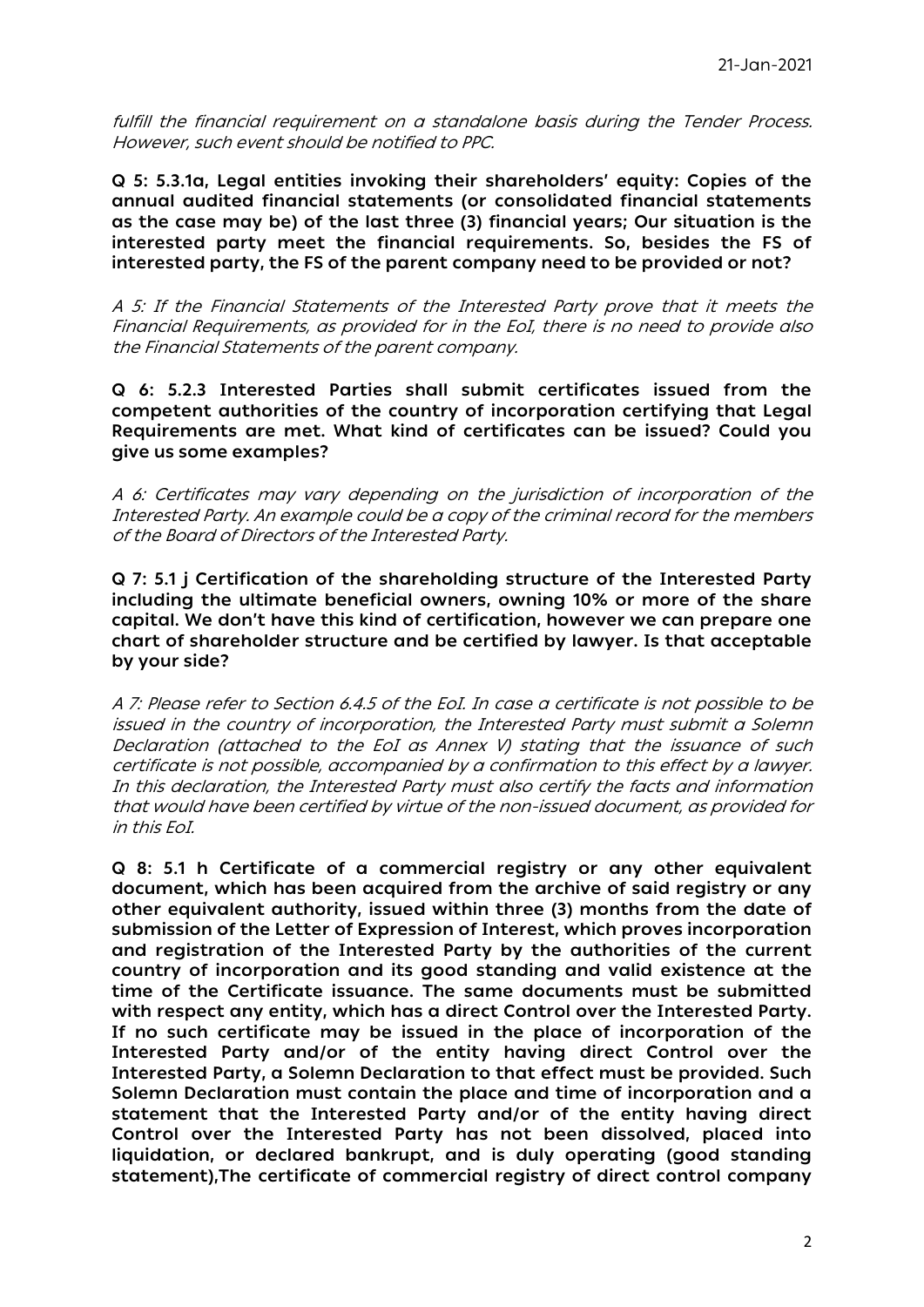*fulfill the financial requirement on a standalone basis during the Tender Process. However, such event should be notified to PPC.*

**Q 5: 5.3.1a, Legal entities invoking their shareholders' equity: Copies of the annual audited financial statements (or consolidated financial statements as the case may be) of the last three (3) financial years; Our situation is the interested party meet the financial requirements. So, besides the FS of interested party, the FS of the parent company need to be provided or not?**

*A 5: If the Financial Statements of the Interested Party prove that it meets the Financial Requirements, as provided for in the EoI, there is no need to provide also the Financial Statements of the parent company.*

**Q 6: 5.2.3 Interested Parties shall submit certificates issued from the competent authorities of the country of incorporation certifying that Legal Requirements are met. What kind of certificates can be issued? Could you give us some examples?**

*A 6: Certificates may vary depending on the jurisdiction of incorporation of the Interested Party. An example could be a copy of the criminal record for the members of the Board of Directors of the Interested Party.*

**Q 7: 5.1 j Certification of the shareholding structure of the Interested Party including the ultimate beneficial owners, owning 10% or more of the share capital. We don't have this kind of certification, however we can prepare one chart of shareholder structure and be certified by lawyer. Is that acceptable by your side?**

*A 7: Please refer to Section 6.4.5 of the EoI. In case a certificate is not possible to be issued in the country of incorporation, the Interested Party must submit a Solemn Declaration (attached to the EoI as Annex V) stating that the issuance of such certificate is not possible, accompanied by a confirmation to this effect by a lawyer. In this declaration, the Interested Party must also certify the facts and information that would have been certified by virtue of the non-issued document, as provided for in this EoI.*

**Q 8: 5.1 h Certificate of a commercial registry or any other equivalent document, which has been acquired from the archive of said registry or any other equivalent authority, issued within three (3) months from the date of submission of the Letter of Expression of Interest, which proves incorporation and registration of the Interested Party by the authorities of the current country of incorporation and its good standing and valid existence at the time of the Certificate issuance. The same documents must be submitted with respect any entity, which has a direct Control over the Interested Party. If no such certificate may be issued in the place of incorporation of the Interested Party and/or of the entity having direct Control over the Interested Party, a Solemn Declaration to that effect must be provided. Such Solemn Declaration must contain the place and time of incorporation and a statement that the Interested Party and/or of the entity having direct Control over the Interested Party has not been dissolved, placed into liquidation, or declared bankrupt, and is duly operating (good standing statement),The certificate of commercial registry of direct control company**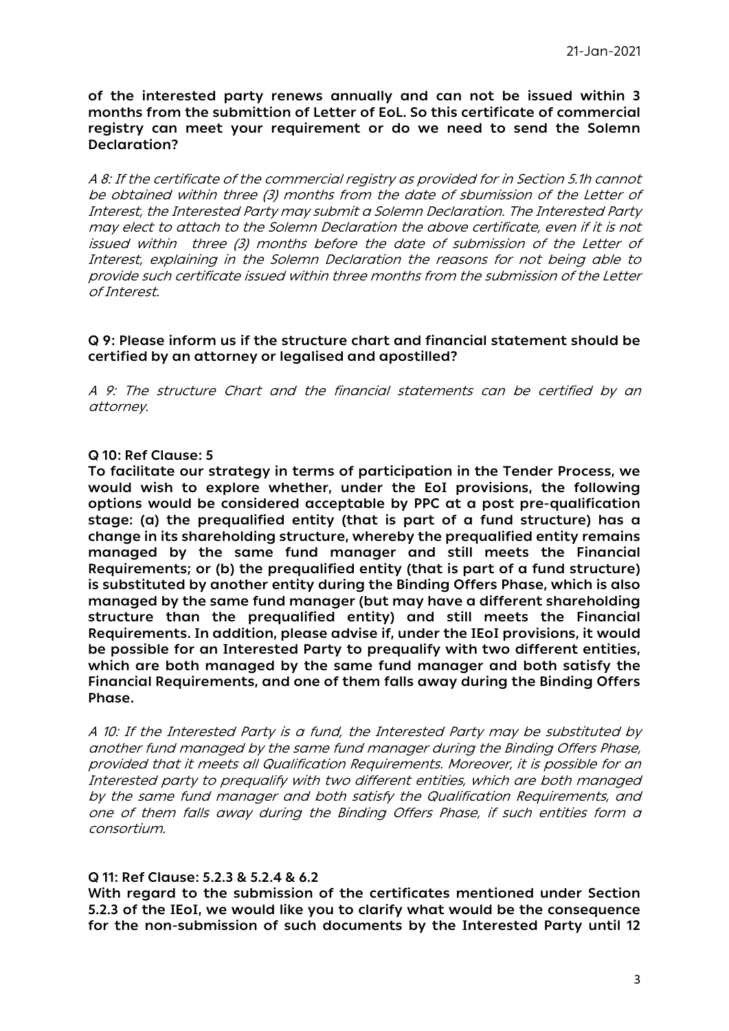**of the interested party renews annually and can not be issued within 3 months from the submittion of Letter of EoL. So this certificate of commercial registry can meet your requirement or do we need to send the Solemn Declaration?**

*A 8: If the certificate of the commercial registry as provided for in Section 5.1h cannot be obtained within three (3) months from the date of sbumission of the Letter of Interest, the Interested Party may submit a Solemn Declaration. The Interested Party may elect to attach to the Solemn Declaration the above certificate, even if it is not issued within three (3) months before the date of submission of the Letter of Interest, explaining in the Solemn Declaration the reasons for not being able to provide such certificate issued within three months from the submission of the Letter of Interest.*

**Q 9: Please inform us if the structure chart and financial statement should be certified by an attorney or legalised and apostilled?**

*A 9: The structure Chart and the financial statements can be certified by an attorney.*

**Q 10: Ref Clause: 5**
**To facilitate our strategy in terms of participation in the Tender Process, we would wish to explore whether, under the EoI provisions, the following options would be considered acceptable by PPC at a post pre-qualification stage: (a) the prequalified entity (that is part of a fund structure) has a change in its shareholding structure, whereby the prequalified entity remains managed by the same fund manager and still meets the Financial Requirements; or (b) the prequalified entity (that is part of a fund structure) is substituted by another entity during the Binding Offers Phase, which is also managed by the same fund manager (but may have a different shareholding structure than the prequalified entity) and still meets the Financial Requirements. In addition, please advise if, under the IEoI provisions, it would be possible for an Interested Party to prequalify with two different entities, which are both managed by the same fund manager and both satisfy the Financial Requirements, and one of them falls away during the Binding Offers Phase.**

*A 10: If the Interested Party is a fund, the Interested Party may be substituted by another fund managed by the same fund manager during the Binding Offers Phase, provided that it meets all Qualification Requirements. Moreover, it is possible for an Interested party to prequalify with two different entities, which are both managed by the same fund manager and both satisfy the Qualification Requirements, and one of them falls away during the Binding Offers Phase, if such entities form a consortium.*

**Q 11: Ref Clause: 5.2.3 & 5.2.4 & 6.2**
**With regard to the submission of the certificates mentioned under Section 5.2.3 of the IEoI, we would like you to clarify what would be the consequence for the non-submission of such documents by the Interested Party until 12**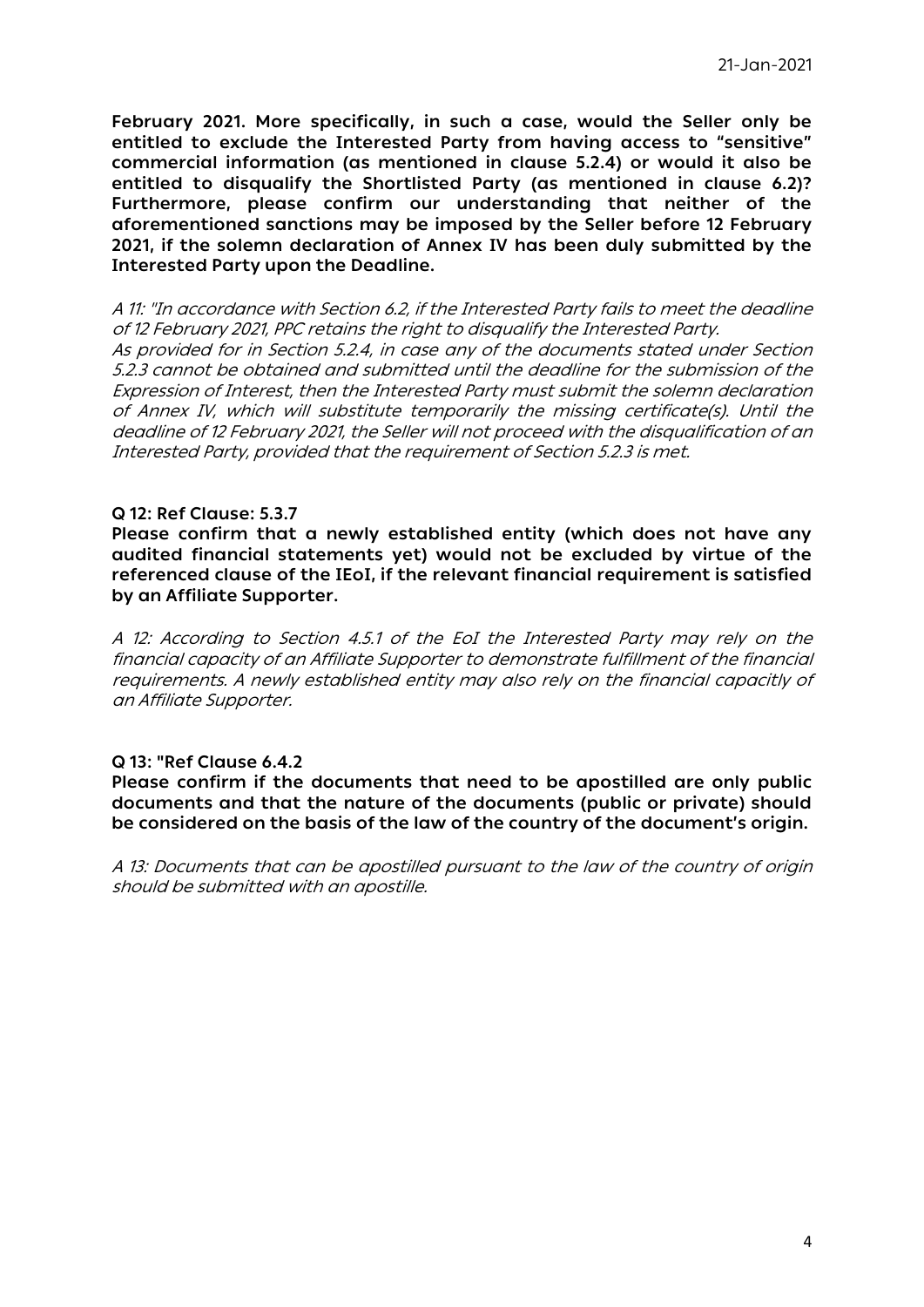**February 2021. More specifically, in such a case, would the Seller only be entitled to exclude the Interested Party from having access to "sensitive" commercial information (as mentioned in clause 5.2.4) or would it also be entitled to disqualify the Shortlisted Party (as mentioned in clause 6.2)? Furthermore, please confirm our understanding that neither of the aforementioned sanctions may be imposed by the Seller before 12 February 2021, if the solemn declaration of Annex IV has been duly submitted by the Interested Party upon the Deadline.**

*A 11: "In accordance with Section 6.2, if the Interested Party fails to meet the deadline of 12 February 2021, PPC retains the right to disqualify the Interested Party.*
*As provided for in Section 5.2.4, in case any of the documents stated under Section 5.2.3 cannot be obtained and submitted until the deadline for the submission of the Expression of Interest, then the Interested Party must submit the solemn declaration of Annex IV, which will substitute temporarily the missing certificate(s). Until the deadline of 12 February 2021, the Seller will not proceed with the disqualification of an Interested Party, provided that the requirement of Section 5.2.3 is met.*

**Q 12: Ref Clause: 5.3.7**
**Please confirm that a newly established entity (which does not have any audited financial statements yet) would not be excluded by virtue of the referenced clause of the IEoI, if the relevant financial requirement is satisfied by an Affiliate Supporter.**

*A 12: According to Section 4.5.1 of the EoI the Interested Party may rely on the financial capacity of an Affiliate Supporter to demonstrate fulfillment of the financial requirements. A newly established entity may also rely on the financial capacitly of an Affiliate Supporter.*

**Q 13: "Ref Clause 6.4.2**
**Please confirm if the documents that need to be apostilled are only public documents and that the nature of the documents (public or private) should be considered on the basis of the law of the country of the document's origin.**

*A 13: Documents that can be apostilled pursuant to the law of the country of origin should be submitted with an apostille.*